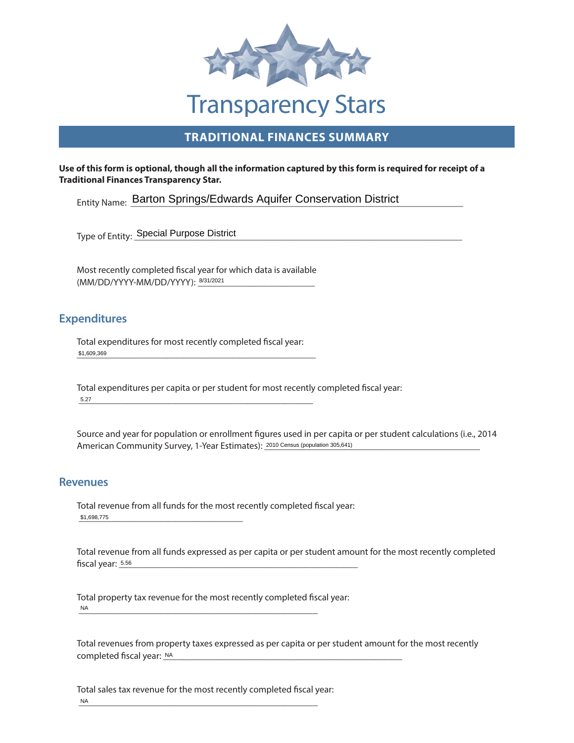# Transparency Stars

## TRADITIONAL FINANCES SUMMARY

**Use of this form is optional, though all the information captured by this form is required for receipt of a Traditional Finances Transparency Star.**

Entity Name: Barton Springs/Edwards Aquifer Conservation District

Type of Entity: Special Purpose District

Most recently completed fiscal year for which data is available (MM/DD/YYYY-MM/DD/YYYY): 8/31/2021

## Expenditures

Total expenditures for most recently completed fiscal year:
$1,609,369

Total expenditures per capita or per student for most recently completed fiscal year:
5.27

Source and year for population or enrollment figures used in per capita or per student calculations (i.e., 2014 American Community Survey, 1-Year Estimates): 2010 Census (population 305,641)

## Revenues

Total revenue from all funds for the most recently completed fiscal year:
$1,698,775

Total revenue from all funds expressed as per capita or per student amount for the most recently completed fiscal year: 5.56

Total property tax revenue for the most recently completed fiscal year:
NA

Total revenues from property taxes expressed as per capita or per student amount for the most recently completed fiscal year: NA

Total sales tax revenue for the most recently completed fiscal year:
NA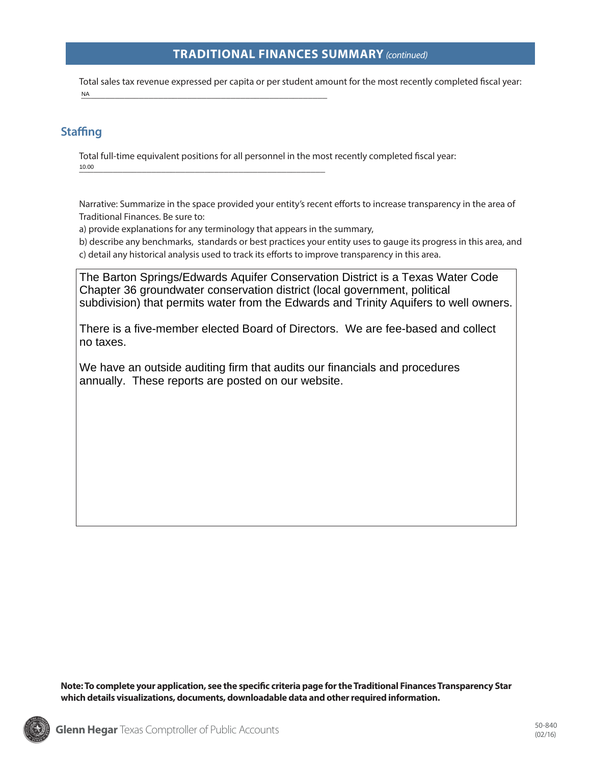# TRADITIONAL FINANCES SUMMARY *(continued)*

Total sales tax revenue expressed per capita or per student amount for the most recently completed fiscal year:

NA

## Staffing

Total full-time equivalent positions for all personnel in the most recently completed fiscal year:

10.00

Narrative: Summarize in the space provided your entity's recent efforts to increase transparency in the area of Traditional Finances. Be sure to:

a) provide explanations for any terminology that appears in the summary,

b) describe any benchmarks, standards or best practices your entity uses to gauge its progress in this area, and

c) detail any historical analysis used to track its efforts to improve transparency in this area.

The Barton Springs/Edwards Aquifer Conservation District is a Texas Water Code Chapter 36 groundwater conservation district (local government, political subdivision) that permits water from the Edwards and Trinity Aquifers to well owners.

There is a five-member elected Board of Directors. We are fee-based and collect no taxes.

We have an outside auditing firm that audits our financials and procedures annually. These reports are posted on our website.

**Note: To complete your application, see the specific criteria page for the Traditional Finances Transparency Star which details visualizations, documents, downloadable data and other required information.**

**Glenn Hegar** Texas Comptroller of Public Accounts

50-840 (02/16)